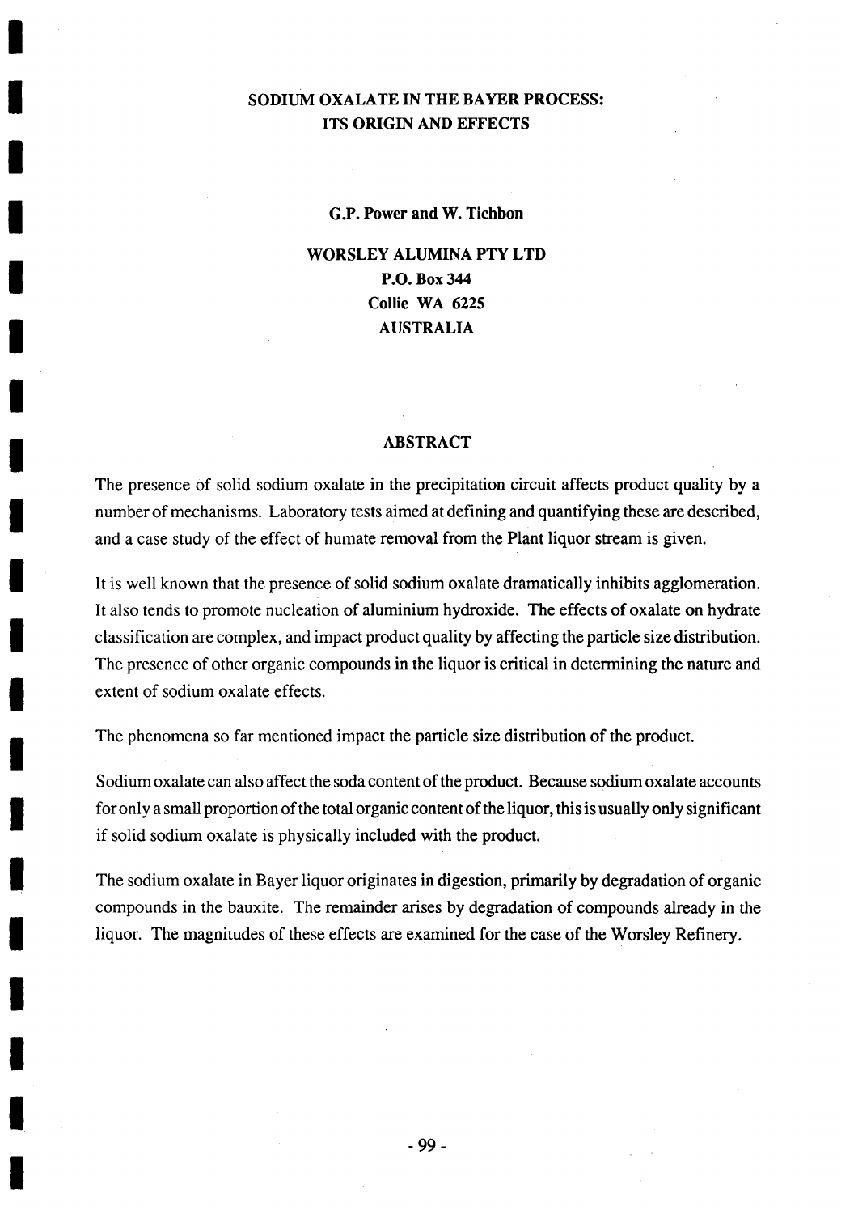# SODIUM OXALATE IN THE BAYER PROCESS: ITS ORIGIN AND EFFECTS

**G.P. Power and W. Tichbon**

**WORSLEY ALUMINA PTY LTD**
**P.O. Box 344**
**Collie WA 6225**
**AUSTRALIA**

## ABSTRACT

The presence of solid sodium oxalate in the precipitation circuit affects product quality by a number of mechanisms. Laboratory tests aimed at defining and quantifying these are described, and a case study of the effect of humate removal from the Plant liquor stream is given.

It is well known that the presence of solid sodium oxalate dramatically inhibits agglomeration. It also tends to promote nucleation of aluminium hydroxide. The effects of oxalate on hydrate classification are complex, and impact product quality by affecting the particle size distribution. The presence of other organic compounds in the liquor is critical in determining the nature and extent of sodium oxalate effects.

The phenomena so far mentioned impact the particle size distribution of the product.

Sodium oxalate can also affect the soda content of the product. Because sodium oxalate accounts for only a small proportion of the total organic content of the liquor, this is usually only significant if solid sodium oxalate is physically included with the product.

The sodium oxalate in Bayer liquor originates in digestion, primarily by degradation of organic compounds in the bauxite. The remainder arises by degradation of compounds already in the liquor. The magnitudes of these effects are examined for the case of the Worsley Refinery.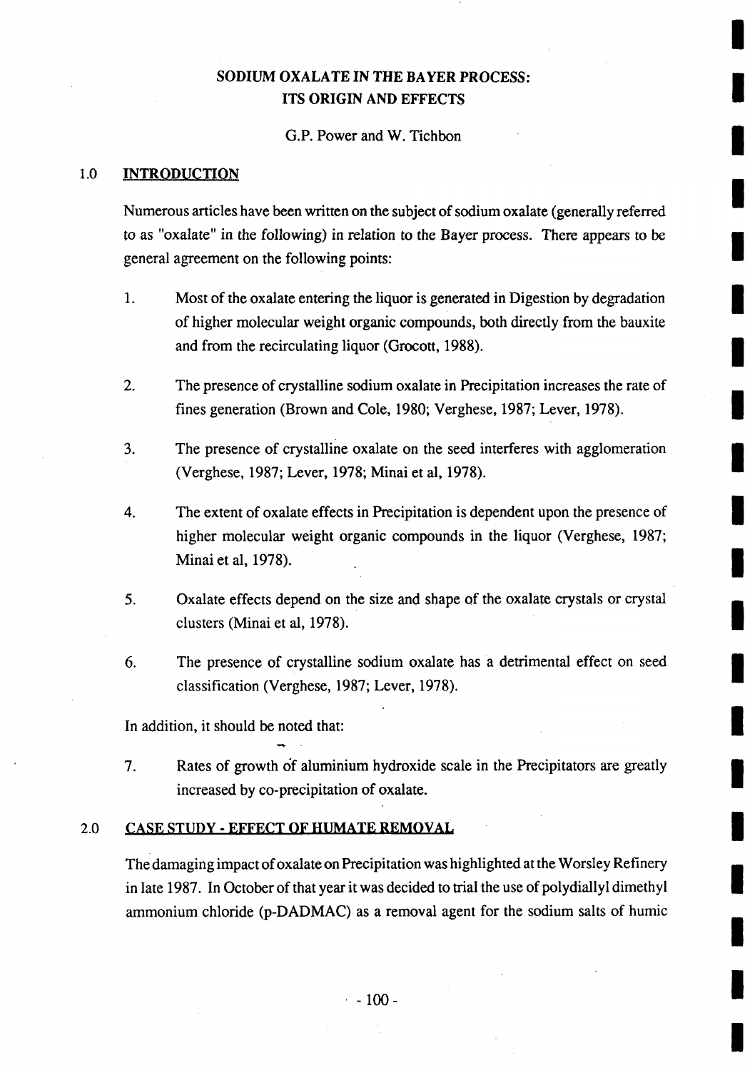# SODIUM OXALATE IN THE BAYER PROCESS: ITS ORIGIN AND EFFECTS

G.P. Power and W. Tichbon

## 1.0 INTRODUCTION

Numerous articles have been written on the subject of sodium oxalate (generally referred to as "oxalate" in the following) in relation to the Bayer process. There appears to be general agreement on the following points:

1. Most of the oxalate entering the liquor is generated in Digestion by degradation of higher molecular weight organic compounds, both directly from the bauxite and from the recirculating liquor (Grocott, 1988).

2. The presence of crystalline sodium oxalate in Precipitation increases the rate of fines generation (Brown and Cole, 1980; Verghese, 1987; Lever, 1978).

3. The presence of crystalline oxalate on the seed interferes with agglomeration (Verghese, 1987; Lever, 1978; Minai et al, 1978).

4. The extent of oxalate effects in Precipitation is dependent upon the presence of higher molecular weight organic compounds in the liquor (Verghese, 1987; Minai et al, 1978).

5. Oxalate effects depend on the size and shape of the oxalate crystals or crystal clusters (Minai et al, 1978).

6. The presence of crystalline sodium oxalate has a detrimental effect on seed classification (Verghese, 1987; Lever, 1978).

In addition, it should be noted that:

7. Rates of growth of aluminium hydroxide scale in the Precipitators are greatly increased by co-precipitation of oxalate.

## 2.0 CASE STUDY - EFFECT OF HUMATE REMOVAL

The damaging impact of oxalate on Precipitation was highlighted at the Worsley Refinery in late 1987. In October of that year it was decided to trial the use of polydiallyl dimethyl ammonium chloride (p-DADMAC) as a removal agent for the sodium salts of humic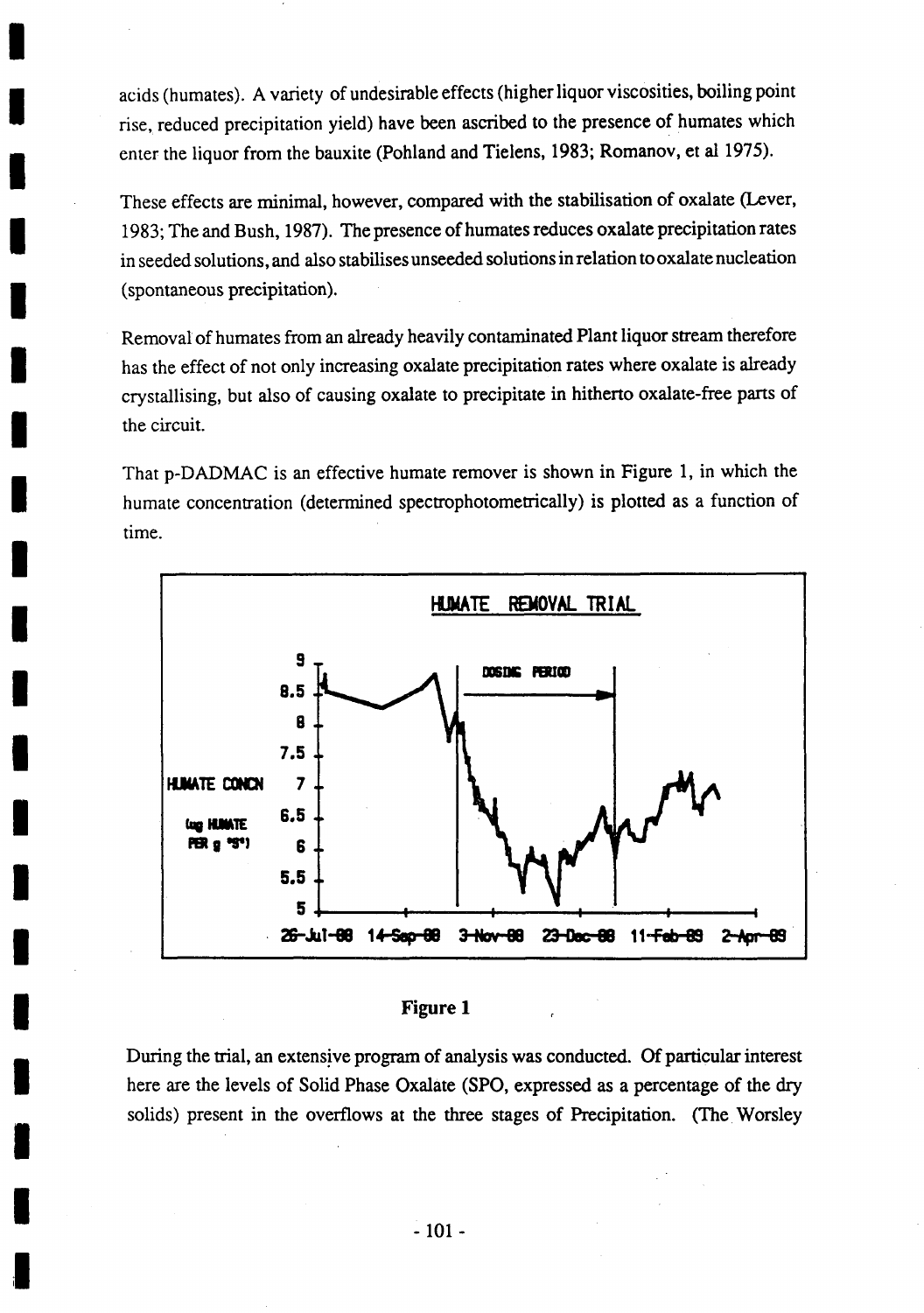acids (humates). A variety of undesirable effects (higher liquor viscosities, boiling point rise, reduced precipitation yield) have been ascribed to the presence of humates which enter the liquor from the bauxite (Pohland and Tielens, 1983; Romanov, et al 1975).

These effects are minimal, however, compared with the stabilisation of oxalate (Lever, 1983; The and Bush, 1987). The presence of humates reduces oxalate precipitation rates in seeded solutions, and also stabilises unseeded solutions in relation to oxalate nucleation (spontaneous precipitation).

Removal of humates from an already heavily contaminated Plant liquor stream therefore has the effect of not only increasing oxalate precipitation rates where oxalate is already crystallising, but also of causing oxalate to precipitate in hitherto oxalate-free parts of the circuit.

That p-DADMAC is an effective humate remover is shown in Figure 1, in which the humate concentration (determined spectrophotometrically) is plotted as a function of time.

**Figure 1**

During the trial, an extensive program of analysis was conducted. Of particular interest here are the levels of Solid Phase Oxalate (SPO, expressed as a percentage of the dry solids) present in the overflows at the three stages of Precipitation. (The Worsley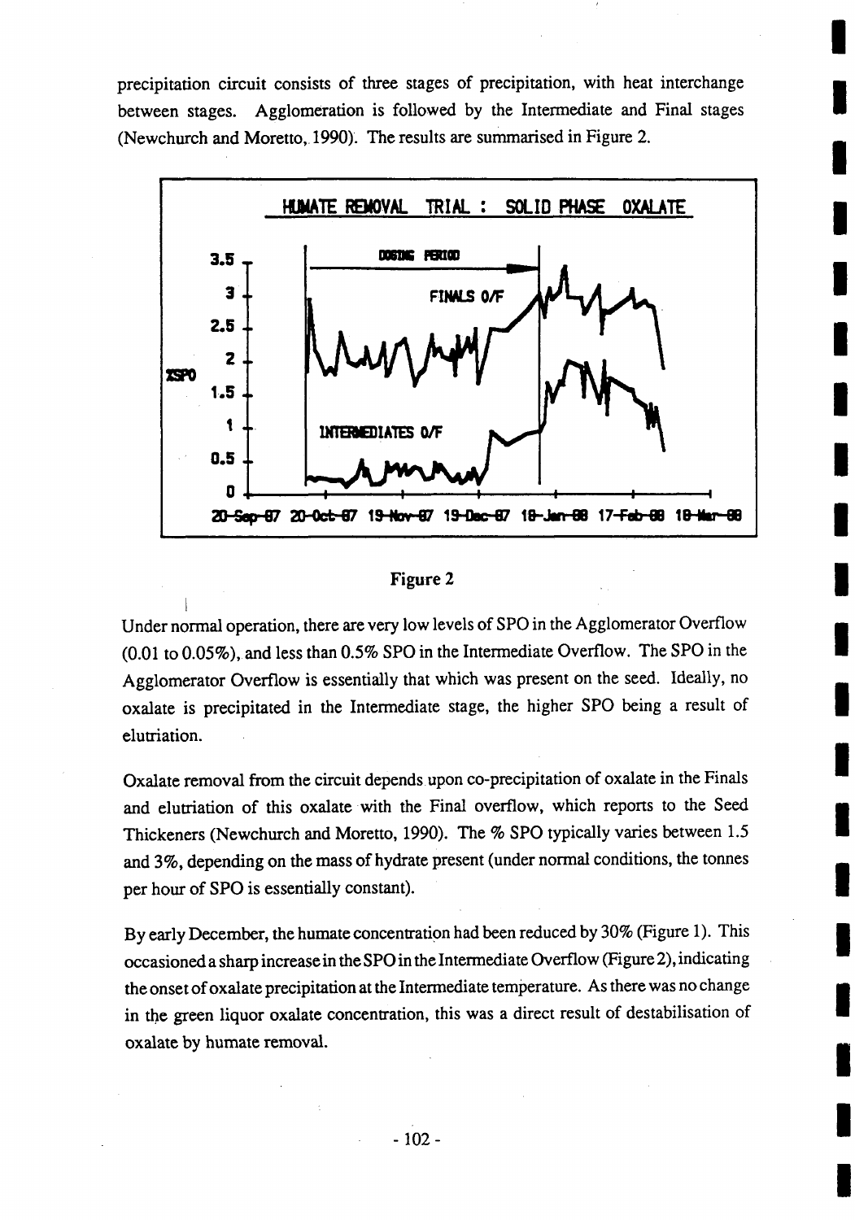precipitation circuit consists of three stages of precipitation, with heat interchange between stages. Agglomeration is followed by the Intermediate and Final stages (Newchurch and Moretto, 1990). The results are summarised in Figure 2.

Figure 2

Under normal operation, there are very low levels of SPO in the Agglomerator Overflow (0.01 to 0.05%), and less than 0.5% SPO in the Intermediate Overflow. The SPO in the Agglomerator Overflow is essentially that which was present on the seed. Ideally, no oxalate is precipitated in the Intermediate stage, the higher SPO being a result of elutriation.

Oxalate removal from the circuit depends upon co-precipitation of oxalate in the Finals and elutriation of this oxalate with the Final overflow, which reports to the Seed Thickeners (Newchurch and Moretto, 1990). The % SPO typically varies between 1.5 and 3%, depending on the mass of hydrate present (under normal conditions, the tonnes per hour of SPO is essentially constant).

By early December, the humate concentration had been reduced by 30% (Figure 1). This occasioned a sharp increase in the SPO in the Intermediate Overflow (Figure 2), indicating the onset of oxalate precipitation at the Intermediate temperature. As there was no change in the green liquor oxalate concentration, this was a direct result of destabilisation of oxalate by humate removal.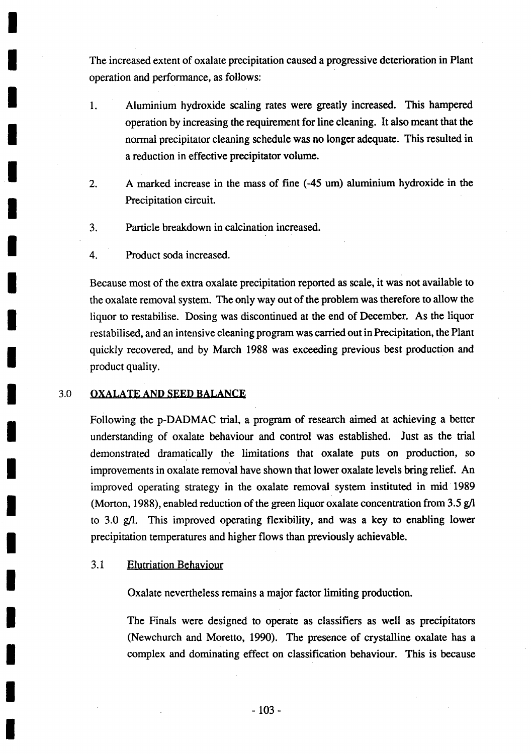The increased extent of oxalate precipitation caused a progressive deterioration in Plant operation and performance, as follows:

1. Aluminium hydroxide scaling rates were greatly increased. This hampered operation by increasing the requirement for line cleaning. It also meant that the normal precipitator cleaning schedule was no longer adequate. This resulted in a reduction in effective precipitator volume.

2. A marked increase in the mass of fine (-45 um) aluminium hydroxide in the Precipitation circuit.

3. Particle breakdown in calcination increased.

4. Product soda increased.

Because most of the extra oxalate precipitation reported as scale, it was not available to the oxalate removal system. The only way out of the problem was therefore to allow the liquor to restabilise. Dosing was discontinued at the end of December. As the liquor restabilised, and an intensive cleaning program was carried out in Precipitation, the Plant quickly recovered, and by March 1988 was exceeding previous best production and product quality.

## 3.0 OXALATE AND SEED BALANCE

Following the p-DADMAC trial, a program of research aimed at achieving a better understanding of oxalate behaviour and control was established. Just as the trial demonstrated dramatically the limitations that oxalate puts on production, so improvements in oxalate removal have shown that lower oxalate levels bring relief. An improved operating strategy in the oxalate removal system instituted in mid 1989 (Morton, 1988), enabled reduction of the green liquor oxalate concentration from 3.5 g/l to 3.0 g/l. This improved operating flexibility, and was a key to enabling lower precipitation temperatures and higher flows than previously achievable.

### 3.1 Elutriation Behaviour

Oxalate nevertheless remains a major factor limiting production.

The Finals were designed to operate as classifiers as well as precipitators (Newchurch and Moretto, 1990). The presence of crystalline oxalate has a complex and dominating effect on classification behaviour. This is because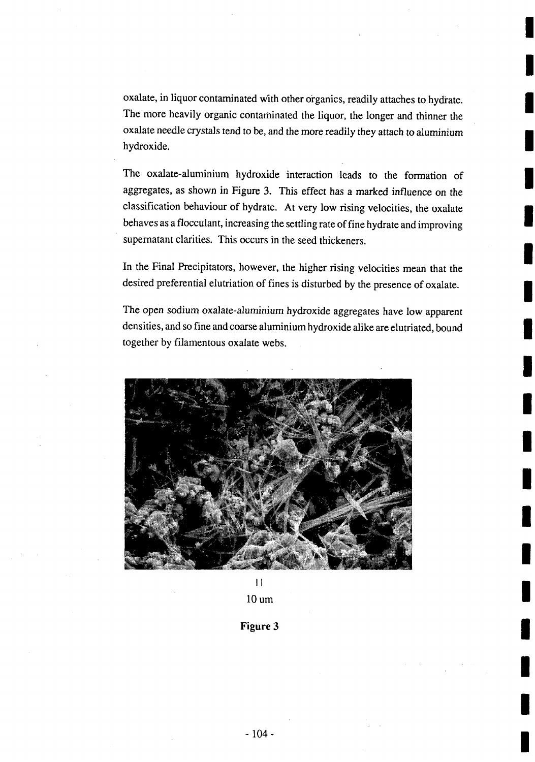oxalate, in liquor contaminated with other organics, readily attaches to hydrate. The more heavily organic contaminated the liquor, the longer and thinner the oxalate needle crystals tend to be, and the more readily they attach to aluminium hydroxide.

The oxalate-aluminium hydroxide interaction leads to the formation of aggregates, as shown in Figure 3. This effect has a marked influence on the classification behaviour of hydrate. At very low rising velocities, the oxalate behaves as a flocculant, increasing the settling rate of fine hydrate and improving supernatant clarities. This occurs in the seed thickeners.

In the Final Precipitators, however, the higher rising velocities mean that the desired preferential elutriation of fines is disturbed by the presence of oxalate.

The open sodium oxalate-aluminium hydroxide aggregates have low apparent densities, and so fine and coarse aluminium hydroxide alike are elutriated, bound together by filamentous oxalate webs.

10 um

**Figure 3**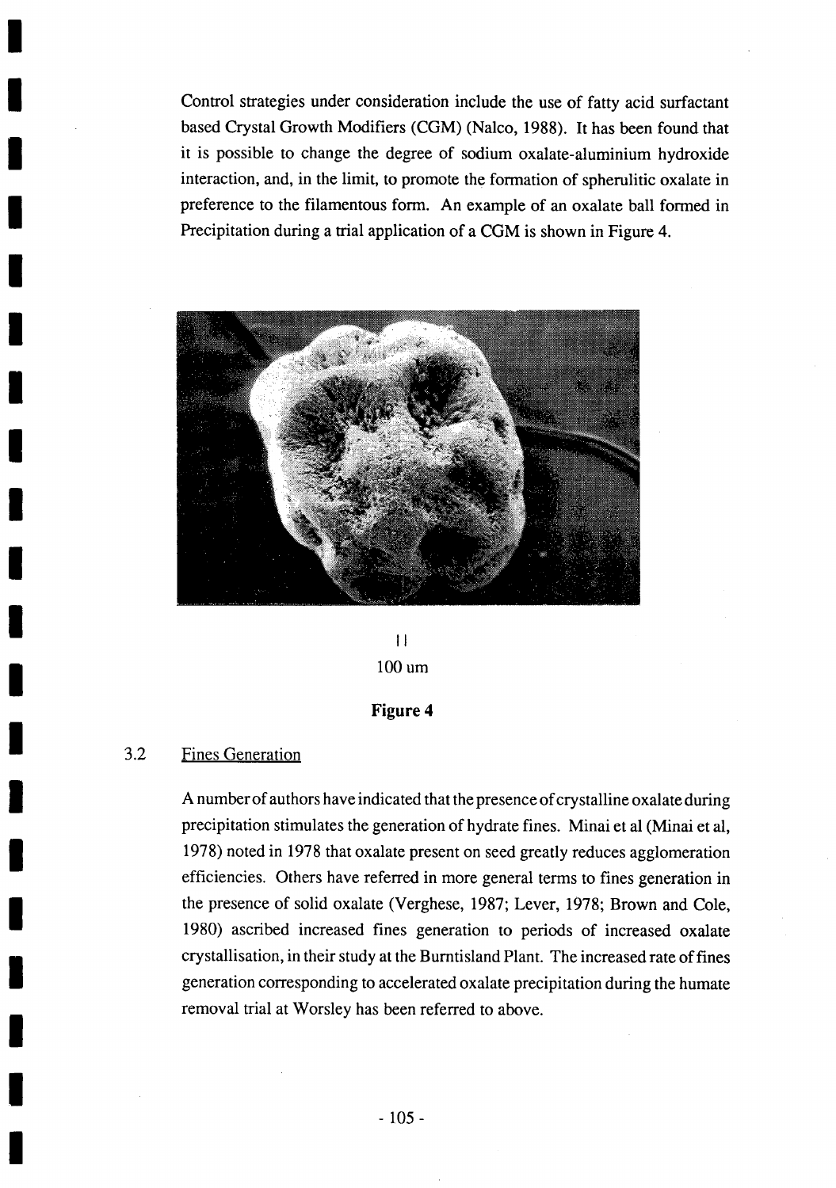Control strategies under consideration include the use of fatty acid surfactant based Crystal Growth Modifiers (CGM) (Nalco, 1988). It has been found that it is possible to change the degree of sodium oxalate-aluminium hydroxide interaction, and, in the limit, to promote the formation of spherulitic oxalate in preference to the filamentous form. An example of an oxalate ball formed in Precipitation during a trial application of a CGM is shown in Figure 4.

| |
100 um

**Figure 4**

### 3.2 Fines Generation

A number of authors have indicated that the presence of crystalline oxalate during precipitation stimulates the generation of hydrate fines. Minai et al (Minai et al, 1978) noted in 1978 that oxalate present on seed greatly reduces agglomeration efficiencies. Others have referred in more general terms to fines generation in the presence of solid oxalate (Verghese, 1987; Lever, 1978; Brown and Cole, 1980) ascribed increased fines generation to periods of increased oxalate crystallisation, in their study at the Burntisland Plant. The increased rate of fines generation corresponding to accelerated oxalate precipitation during the humate removal trial at Worsley has been referred to above.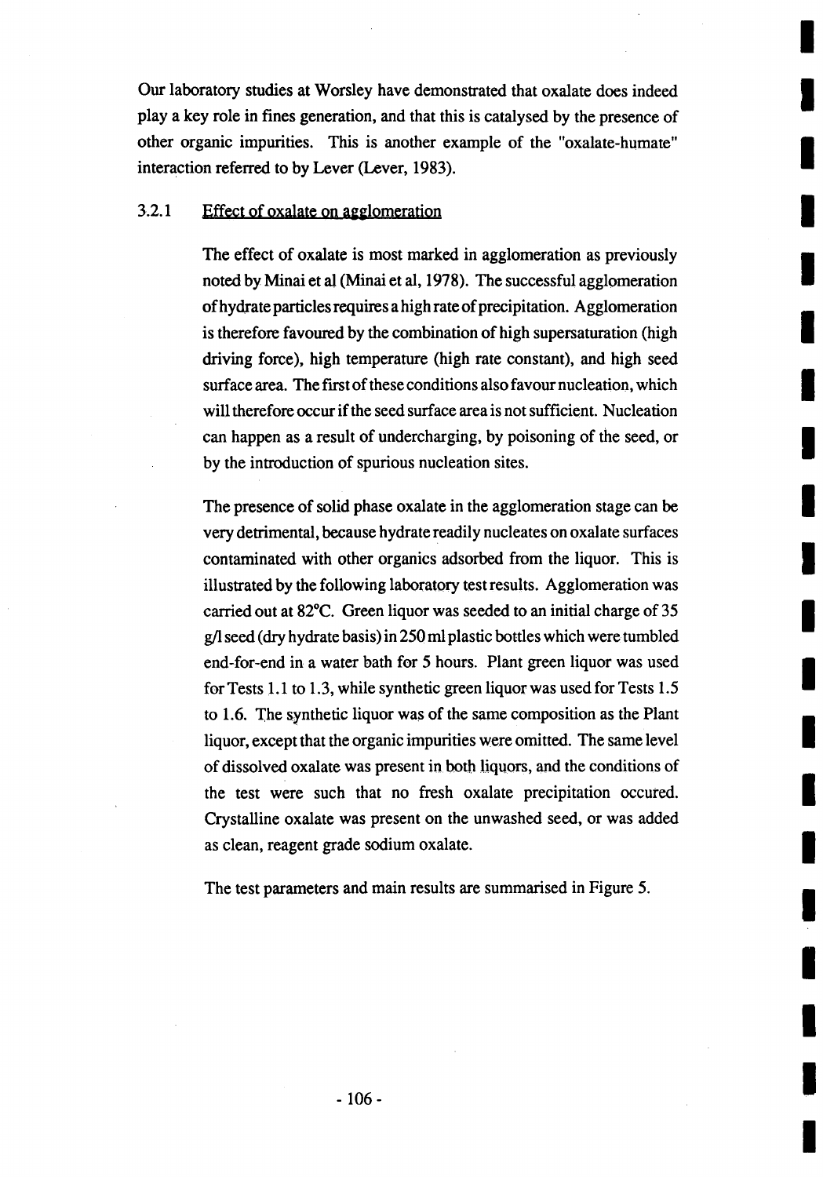Our laboratory studies at Worsley have demonstrated that oxalate does indeed play a key role in fines generation, and that this is catalysed by the presence of other organic impurities. This is another example of the "oxalate-humate" interaction referred to by Lever (Lever, 1983).

### 3.2.1 Effect of oxalate on agglomeration

The effect of oxalate is most marked in agglomeration as previously noted by Minai et al (Minai et al, 1978). The successful agglomeration of hydrate particles requires a high rate of precipitation. Agglomeration is therefore favoured by the combination of high supersaturation (high driving force), high temperature (high rate constant), and high seed surface area. The first of these conditions also favour nucleation, which will therefore occur if the seed surface area is not sufficient. Nucleation can happen as a result of undercharging, by poisoning of the seed, or by the introduction of spurious nucleation sites.

The presence of solid phase oxalate in the agglomeration stage can be very detrimental, because hydrate readily nucleates on oxalate surfaces contaminated with other organics adsorbed from the liquor. This is illustrated by the following laboratory test results. Agglomeration was carried out at 82°C. Green liquor was seeded to an initial charge of 35 g/l seed (dry hydrate basis) in 250 ml plastic bottles which were tumbled end-for-end in a water bath for 5 hours. Plant green liquor was used for Tests 1.1 to 1.3, while synthetic green liquor was used for Tests 1.5 to 1.6. The synthetic liquor was of the same composition as the Plant liquor, except that the organic impurities were omitted. The same level of dissolved oxalate was present in both liquors, and the conditions of the test were such that no fresh oxalate precipitation occured. Crystalline oxalate was present on the unwashed seed, or was added as clean, reagent grade sodium oxalate.

The test parameters and main results are summarised in Figure 5.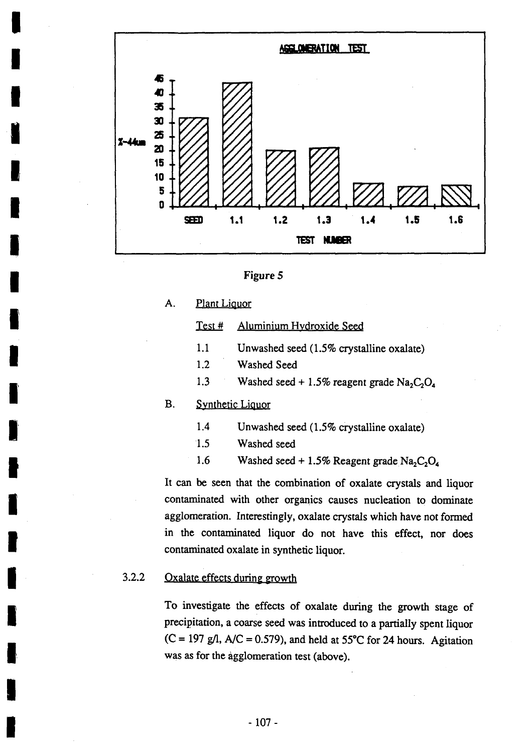Figure 5

A. Plant Liquor

| Test # | Aluminium Hydroxide Seed |
|---|---|
| 1.1 | Unwashed seed (1.5% crystalline oxalate) |
| 1.2 | Washed Seed |
| 1.3 | Washed seed + 1.5% reagent grade $Na_2C_2O_4$ |

B. Synthetic Liquor

| Test # | Aluminium Hydroxide Seed |
|---|---|
| 1.4 | Unwashed seed (1.5% crystalline oxalate) |
| 1.5 | Washed seed |
| 1.6 | Washed seed + 1.5% Reagent grade $Na_2C_2O_4$ |

It can be seen that the combination of oxalate crystals and liquor contaminated with other organics causes nucleation to dominate agglomeration. Interestingly, oxalate crystals which have not formed in the contaminated liquor do not have this effect, nor does contaminated oxalate in synthetic liquor.

### 3.2.2 Oxalate effects during growth

To investigate the effects of oxalate during the growth stage of precipitation, a coarse seed was introduced to a partially spent liquor (C = 197 g/l, A/C = 0.579), and held at 55°C for 24 hours. Agitation was as for the agglomeration test (above).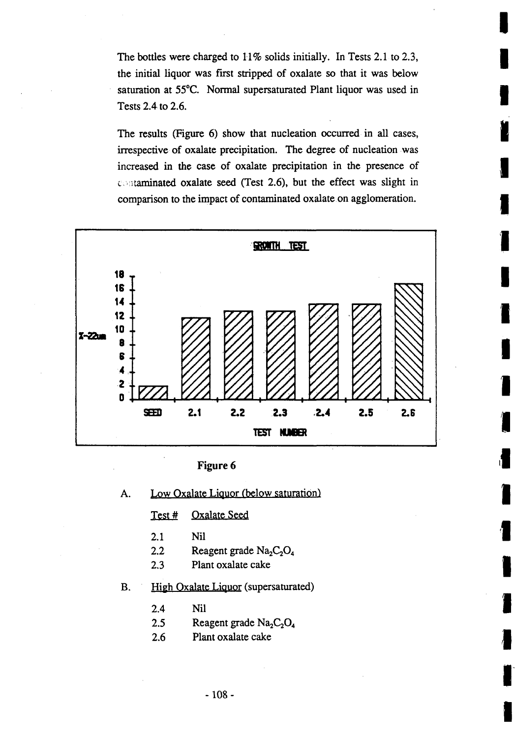The bottles were charged to 11% solids initially. In Tests 2.1 to 2.3, the initial liquor was first stripped of oxalate so that it was below saturation at 55°C. Normal supersaturated Plant liquor was used in Tests 2.4 to 2.6.

The results (Figure 6) show that nucleation occurred in all cases, irrespective of oxalate precipitation. The degree of nucleation was increased in the case of oxalate precipitation in the presence of contaminated oxalate seed (Test 2.6), but the effect was slight in comparison to the impact of contaminated oxalate on agglomeration.

GROWTH TEST

Figure 6

A. Low Oxalate Liquor (below saturation)

| Test # | Oxalate Seed |
| --- | --- |
| 2.1 | Nil |
| 2.2 | Reagent grade $Na_2C_2O_4$ |
| 2.3 | Plant oxalate cake |

B. High Oxalate Liquor (supersaturated)

| Test # | Oxalate Seed |
| --- | --- |
| 2.4 | Nil |
| 2.5 | Reagent grade $Na_2C_2O_4$ |
| 2.6 | Plant oxalate cake |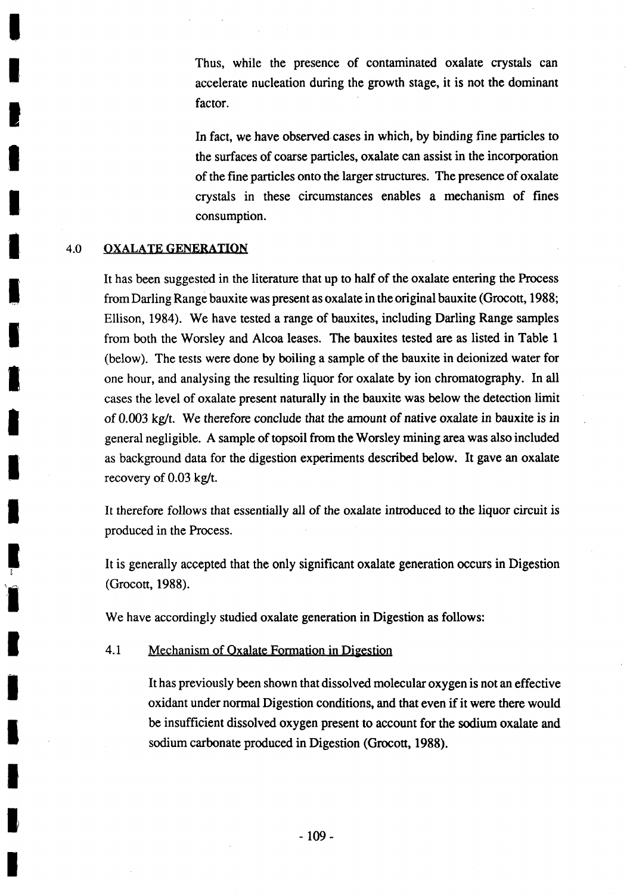Thus, while the presence of contaminated oxalate crystals can accelerate nucleation during the growth stage, it is not the dominant factor.

In fact, we have observed cases in which, by binding fine particles to the surfaces of coarse particles, oxalate can assist in the incorporation of the fine particles onto the larger structures. The presence of oxalate crystals in these circumstances enables a mechanism of fines consumption.

## 4.0 OXALATE GENERATION

It has been suggested in the literature that up to half of the oxalate entering the Process from Darling Range bauxite was present as oxalate in the original bauxite (Grocott, 1988; Ellison, 1984). We have tested a range of bauxites, including Darling Range samples from both the Worsley and Alcoa leases. The bauxites tested are as listed in Table 1 (below). The tests were done by boiling a sample of the bauxite in deionized water for one hour, and analysing the resulting liquor for oxalate by ion chromatography. In all cases the level of oxalate present naturally in the bauxite was below the detection limit of 0.003 kg/t. We therefore conclude that the amount of native oxalate in bauxite is in general negligible. A sample of topsoil from the Worsley mining area was also included as background data for the digestion experiments described below. It gave an oxalate recovery of 0.03 kg/t.

It therefore follows that essentially all of the oxalate introduced to the liquor circuit is produced in the Process.

It is generally accepted that the only significant oxalate generation occurs in Digestion (Grocott, 1988).

We have accordingly studied oxalate generation in Digestion as follows:

### 4.1 Mechanism of Oxalate Formation in Digestion

It has previously been shown that dissolved molecular oxygen is not an effective oxidant under normal Digestion conditions, and that even if it were there would be insufficient dissolved oxygen present to account for the sodium oxalate and sodium carbonate produced in Digestion (Grocott, 1988).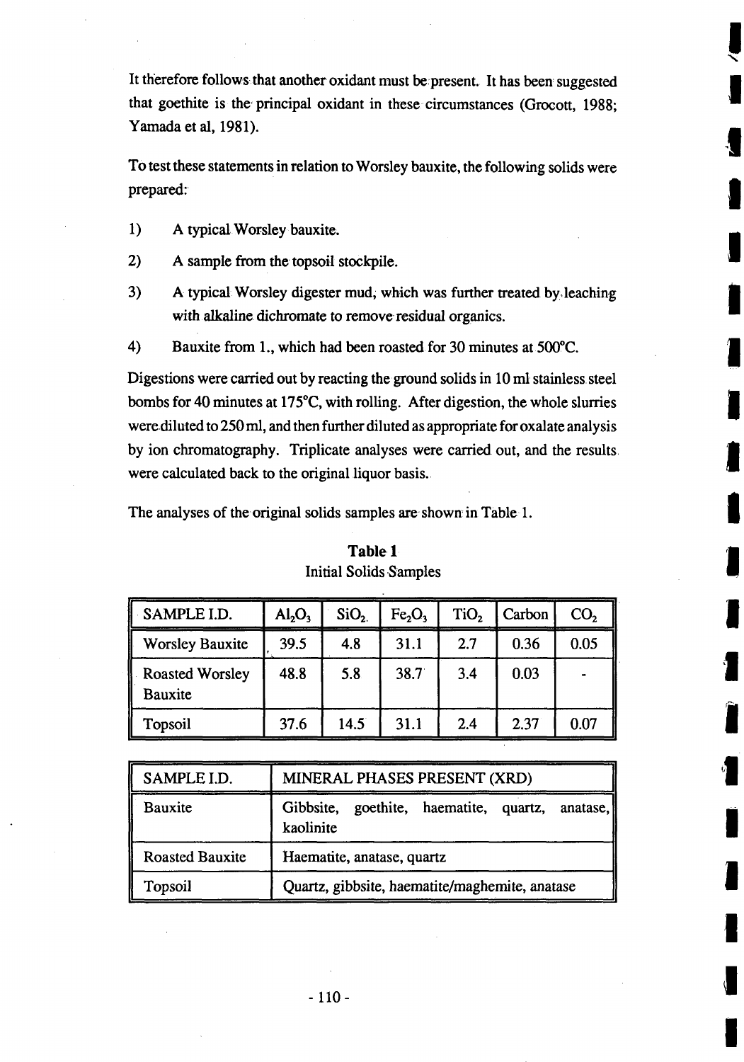It therefore follows that another oxidant must be present. It has been suggested that goethite is the principal oxidant in these circumstances (Grocott, 1988; Yamada et al, 1981).

To test these statements in relation to Worsley bauxite, the following solids were prepared:

1) A typical Worsley bauxite.
2) A sample from the topsoil stockpile.
3) A typical Worsley digester mud, which was further treated by leaching with alkaline dichromate to remove residual organics.
4) Bauxite from 1., which had been roasted for 30 minutes at 500°C.

Digestions were carried out by reacting the ground solids in 10 ml stainless steel bombs for 40 minutes at 175°C, with rolling. After digestion, the whole slurries were diluted to 250 ml, and then further diluted as appropriate for oxalate analysis by ion chromatography. Triplicate analyses were carried out, and the results were calculated back to the original liquor basis.

The analyses of the original solids samples are shown in Table 1.

**Table 1**
Initial Solids Samples

| SAMPLE I.D. | $Al_2O_3$ | $SiO_2$ | $Fe_2O_3$ | $TiO_2$ | Carbon | $CO_2$ |
|---|---|---|---|---|---|---|
| Worsley Bauxite | 39.5 | 4.8 | 31.1 | 2.7 | 0.36 | 0.05 |
| Roasted Worsley Bauxite | 48.8 | 5.8 | 38.7 | 3.4 | 0.03 | - |
| Topsoil | 37.6 | 14.5 | 31.1 | 2.4 | 2.37 | 0.07 |

| SAMPLE I.D. | MINERAL PHASES PRESENT (XRD) |
|---|---|
| Bauxite | Gibbsite, goethite, haematite, quartz, anatase, kaolinite |
| Roasted Bauxite | Haematite, anatase, quartz |
| Topsoil | Quartz, gibbsite, haematite/maghemite, anatase |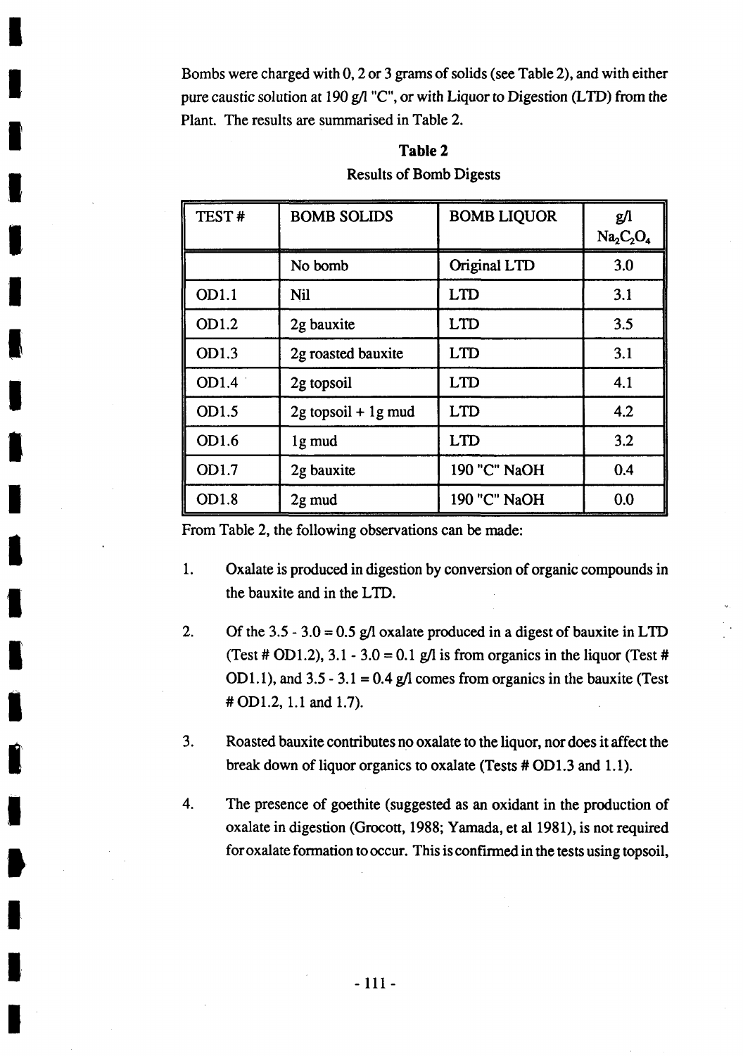Bombs were charged with 0, 2 or 3 grams of solids (see Table 2), and with either pure caustic solution at 190 g/l "C", or with Liquor to Digestion (LTD) from the Plant. The results are summarised in Table 2.

**Table 2**

Results of Bomb Digests

| TEST # | BOMB SOLIDS | BOMB LIQUOR | g/l $Na_2C_2O_4$ |
|---|---|---|---|
| | No bomb | Original LTD | 3.0 |
| OD1.1 | Nil | LTD | 3.1 |
| OD1.2 | 2g bauxite | LTD | 3.5 |
| OD1.3 | 2g roasted bauxite | LTD | 3.1 |
| OD1.4 | 2g topsoil | LTD | 4.1 |
| OD1.5 | 2g topsoil + 1g mud | LTD | 4.2 |
| OD1.6 | 1g mud | LTD | 3.2 |
| OD1.7 | 2g bauxite | 190 "C" NaOH | 0.4 |
| OD1.8 | 2g mud | 190 "C" NaOH | 0.0 |

From Table 2, the following observations can be made:

1. Oxalate is produced in digestion by conversion of organic compounds in the bauxite and in the LTD.

2. Of the 3.5 - 3.0 = 0.5 g/l oxalate produced in a digest of bauxite in LTD (Test # OD1.2), 3.1 - 3.0 = 0.1 g/l is from organics in the liquor (Test # OD1.1), and 3.5 - 3.1 = 0.4 g/l comes from organics in the bauxite (Test # OD1.2, 1.1 and 1.7).

3. Roasted bauxite contributes no oxalate to the liquor, nor does it affect the break down of liquor organics to oxalate (Tests # OD1.3 and 1.1).

4. The presence of goethite (suggested as an oxidant in the production of oxalate in digestion (Grocott, 1988; Yamada, et al 1981), is not required for oxalate formation to occur. This is confirmed in the tests using topsoil,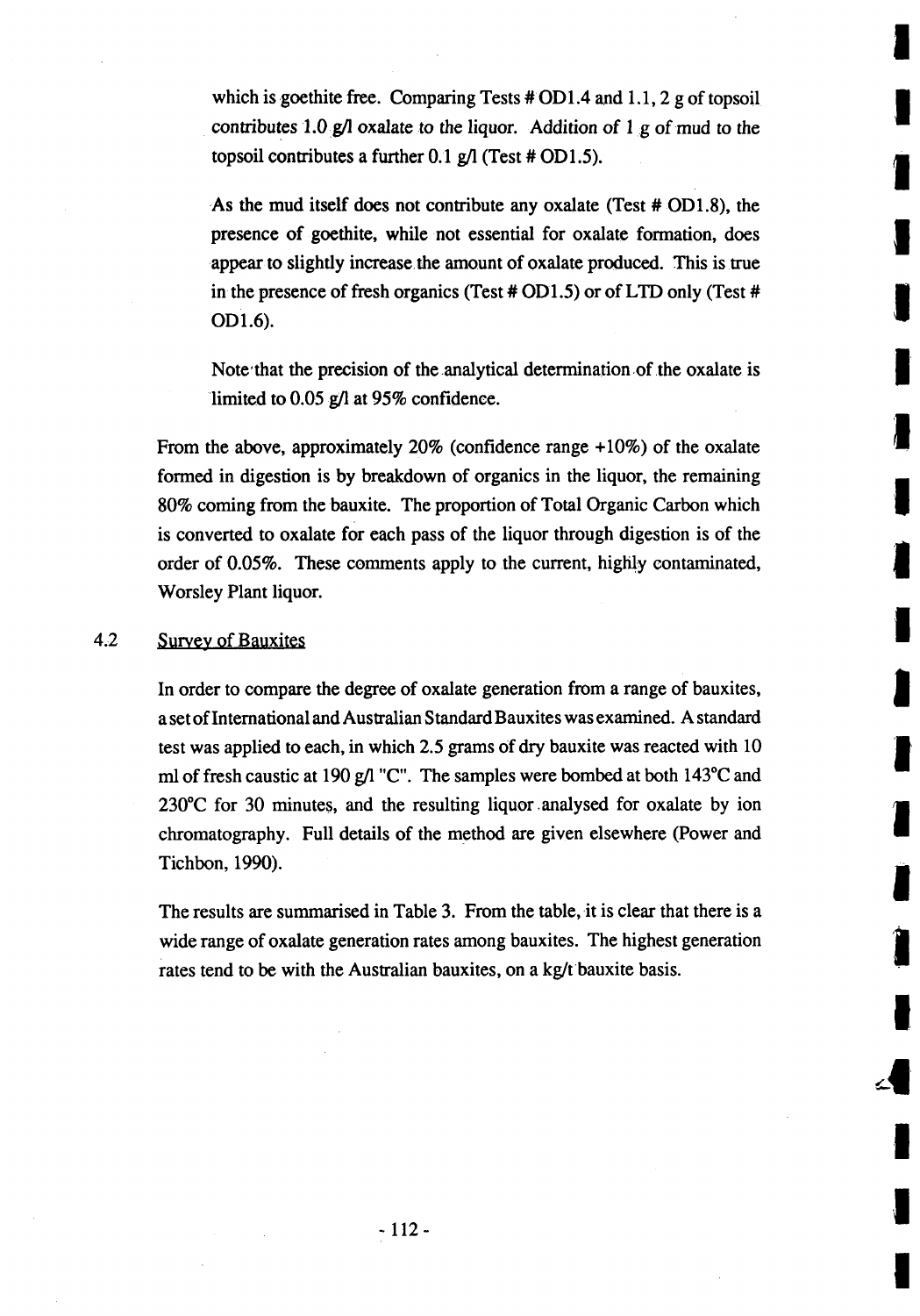which is goethite free. Comparing Tests # OD1.4 and 1.1, 2 g of topsoil contributes 1.0 g/l oxalate to the liquor. Addition of 1 g of mud to the topsoil contributes a further 0.1 g/l (Test # OD1.5).

As the mud itself does not contribute any oxalate (Test # OD1.8), the presence of goethite, while not essential for oxalate formation, does appear to slightly increase the amount of oxalate produced. This is true in the presence of fresh organics (Test # OD1.5) or of LTD only (Test # OD1.6).

Note that the precision of the analytical determination of the oxalate is limited to 0.05 g/l at 95% confidence.

From the above, approximately 20% (confidence range +10%) of the oxalate formed in digestion is by breakdown of organics in the liquor, the remaining 80% coming from the bauxite. The proportion of Total Organic Carbon which is converted to oxalate for each pass of the liquor through digestion is of the order of 0.05%. These comments apply to the current, highly contaminated, Worsley Plant liquor.

## 4.2 Survey of Bauxites

In order to compare the degree of oxalate generation from a range of bauxites, a set of International and Australian Standard Bauxites was examined. A standard test was applied to each, in which 2.5 grams of dry bauxite was reacted with 10 ml of fresh caustic at 190 g/l "C". The samples were bombed at both 143°C and 230°C for 30 minutes, and the resulting liquor analysed for oxalate by ion chromatography. Full details of the method are given elsewhere (Power and Tichbon, 1990).

The results are summarised in Table 3. From the table, it is clear that there is a wide range of oxalate generation rates among bauxites. The highest generation rates tend to be with the Australian bauxites, on a kg/t bauxite basis.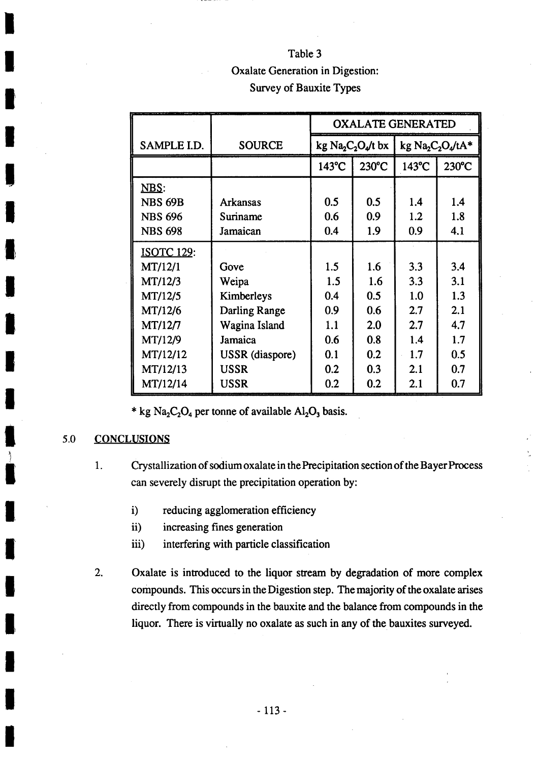Table 3
Oxalate Generation in Digestion:
Survey of Bauxite Types

| SAMPLE I.D. | SOURCE | OXALATE GENERATED | | | |
|---|---|---|---|---|---|
| | | kg $Na_2C_2O_4$/t bx | | kg $Na_2C_2O_4$/tA* | |
| | | 143°C | 230°C | 143°C | 230°C |
| NBS: | | | | | |
| NBS 69B | Arkansas | 0.5 | 0.5 | 1.4 | 1.4 |
| NBS 696 | Suriname | 0.6 | 0.9 | 1.2 | 1.8 |
| NBS 698 | Jamaican | 0.4 | 1.9 | 0.9 | 4.1 |
| ISOTC 129: | | | | | |
| MT/12/1 | Gove | 1.5 | 1.6 | 3.3 | 3.4 |
| MT/12/3 | Weipa | 1.5 | 1.6 | 3.3 | 3.1 |
| MT/12/5 | Kimberleys | 0.4 | 0.5 | 1.0 | 1.3 |
| MT/12/6 | Darling Range | 0.9 | 0.6 | 2.7 | 2.1 |
| MT/12/7 | Wagina Island | 1.1 | 2.0 | 2.7 | 4.7 |
| MT/12/9 | Jamaica | 0.6 | 0.8 | 1.4 | 1.7 |
| MT/12/12 | USSR (diaspore) | 0.1 | 0.2 | 1.7 | 0.5 |
| MT/12/13 | USSR | 0.2 | 0.3 | 2.1 | 0.7 |
| MT/12/14 | USSR | 0.2 | 0.2 | 2.1 | 0.7 |

* kg $Na_2C_2O_4$ per tonne of available $Al_2O_3$ basis.

## 5.0 CONCLUSIONS

1. Crystallization of sodium oxalate in the Precipitation section of the Bayer Process can severely disrupt the precipitation operation by:

   i) reducing agglomeration efficiency
   ii) increasing fines generation
   iii) interfering with particle classification

2. Oxalate is introduced to the liquor stream by degradation of more complex compounds. This occurs in the Digestion step. The majority of the oxalate arises directly from compounds in the bauxite and the balance from compounds in the liquor. There is virtually no oxalate as such in any of the bauxites surveyed.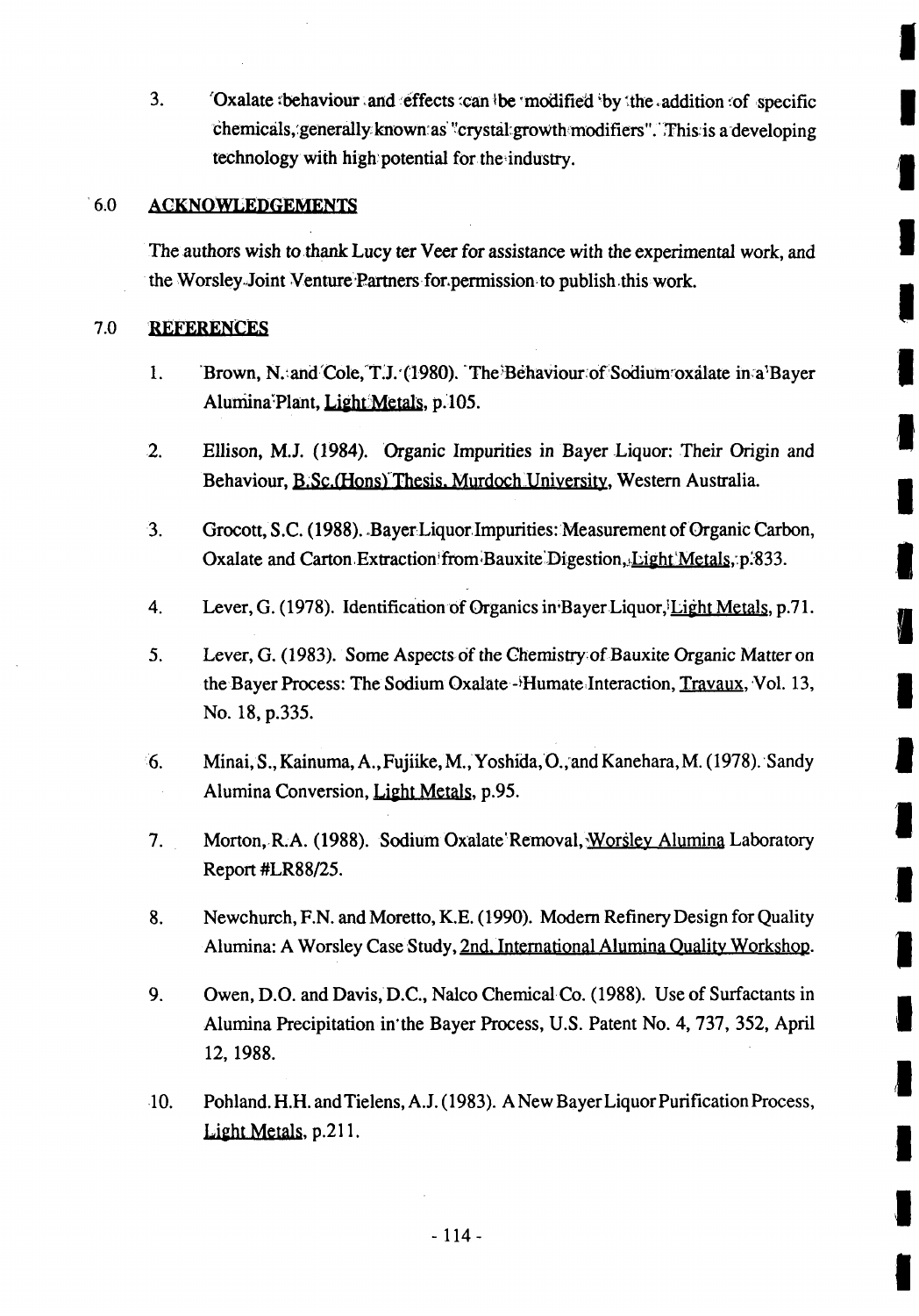3. Oxalate behaviour and effects can be modified by the addition of specific chemicals, generally known as "crystal growth modifiers". This is a developing technology with high potential for the industry.

## 6.0 ACKNOWLEDGEMENTS

The authors wish to thank Lucy ter Veer for assistance with the experimental work, and the Worsley Joint Venture Partners for permission to publish this work.

## 7.0 REFERENCES

1. Brown, N. and Cole, T.J. (1980). The Behaviour of Sodium oxalate in a Bayer Alumina Plant, Light Metals, p.105.

2. Ellison, M.J. (1984). Organic Impurities in Bayer Liquor: Their Origin and Behaviour, B.Sc.(Hons) Thesis, Murdoch University, Western Australia.

3. Grocott, S.C. (1988). Bayer Liquor Impurities: Measurement of Organic Carbon, Oxalate and Carton Extraction from Bauxite Digestion, Light Metals, p.833.

4. Lever, G. (1978). Identification of Organics in Bayer Liquor, Light Metals, p.71.

5. Lever, G. (1983). Some Aspects of the Chemistry of Bauxite Organic Matter on the Bayer Process: The Sodium Oxalate - Humate Interaction, Travaux, Vol. 13, No. 18, p.335.

6. Minai, S., Kainuma, A., Fujiike, M., Yoshida, O., and Kanehara, M. (1978). Sandy Alumina Conversion, Light Metals, p.95.

7. Morton, R.A. (1988). Sodium Oxalate Removal, Worsley Alumina Laboratory Report #LR88/25.

8. Newchurch, F.N. and Moretto, K.E. (1990). Modern Refinery Design for Quality Alumina: A Worsley Case Study, 2nd. International Alumina Quality Workshop.

9. Owen, D.O. and Davis, D.C., Nalco Chemical Co. (1988). Use of Surfactants in Alumina Precipitation in the Bayer Process, U.S. Patent No. 4, 737, 352, April 12, 1988.

10. Pohland. H.H. and Tielens, A.J. (1983). A New Bayer Liquor Purification Process, Light Metals, p.211.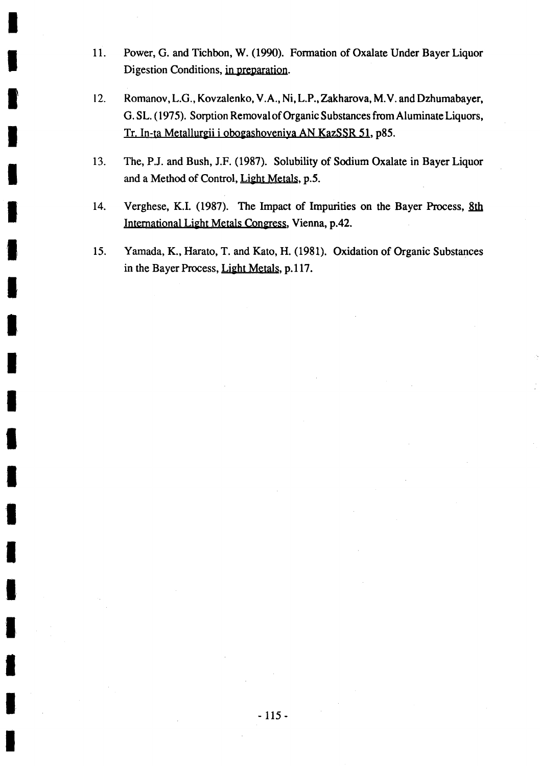11. Power, G. and Tichbon, W. (1990). Formation of Oxalate Under Bayer Liquor Digestion Conditions, in preparation.

12. Romanov, L.G., Kovzalenko, V.A., Ni, L.P., Zakharova, M.V. and Dzhumabayer, G. SL. (1975). Sorption Removal of Organic Substances from Aluminate Liquors, Tr. In-ta Metallurgii i obogashoveniya AN KazSSR 51, p85.

13. The, P.J. and Bush, J.F. (1987). Solubility of Sodium Oxalate in Bayer Liquor and a Method of Control, Light Metals, p.5.

14. Verghese, K.I. (1987). The Impact of Impurities on the Bayer Process, 8th International Light Metals Congress, Vienna, p.42.

15. Yamada, K., Harato, T. and Kato, H. (1981). Oxidation of Organic Substances in the Bayer Process, Light Metals, p.117.